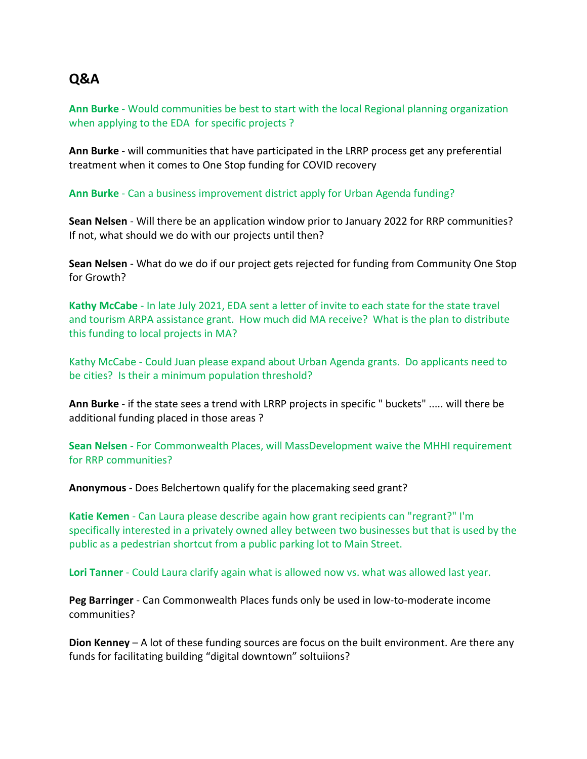## Q&A

**Ann Burke** - Would communities be best to start with the local Regional planning organization when applying to the EDA for specific projects ?

**Ann Burke** - will communities that have participated in the LRRP process get any preferential treatment when it comes to One Stop funding for COVID recovery

**Ann Burke** - Can a business improvement district apply for Urban Agenda funding?

**Sean Nelsen** - Will there be an application window prior to January 2022 for RRP communities? If not, what should we do with our projects until then?

**Sean Nelsen** - What do we do if our project gets rejected for funding from Community One Stop for Growth?

**Kathy McCabe** - In late July 2021, EDA sent a letter of invite to each state for the state travel and tourism ARPA assistance grant. How much did MA receive? What is the plan to distribute this funding to local projects in MA?

Kathy McCabe - Could Juan please expand about Urban Agenda grants. Do applicants need to be cities? Is their a minimum population threshold?

**Ann Burke** - if the state sees a trend with LRRP projects in specific " buckets" ..... will there be additional funding placed in those areas ?

**Sean Nelsen** - For Commonwealth Places, will MassDevelopment waive the MHHI requirement for RRP communities?

**Anonymous** - Does Belchertown qualify for the placemaking seed grant?

**Katie Kemen** - Can Laura please describe again how grant recipients can "regrant?" I'm specifically interested in a privately owned alley between two businesses but that is used by the public as a pedestrian shortcut from a public parking lot to Main Street.

**Lori Tanner** - Could Laura clarify again what is allowed now vs. what was allowed last year.

**Peg Barringer** - Can Commonwealth Places funds only be used in low-to-moderate income communities?

**Dion Kenney** – A lot of these funding sources are focus on the built environment. Are there any funds for facilitating building “digital downtown” soltuiions?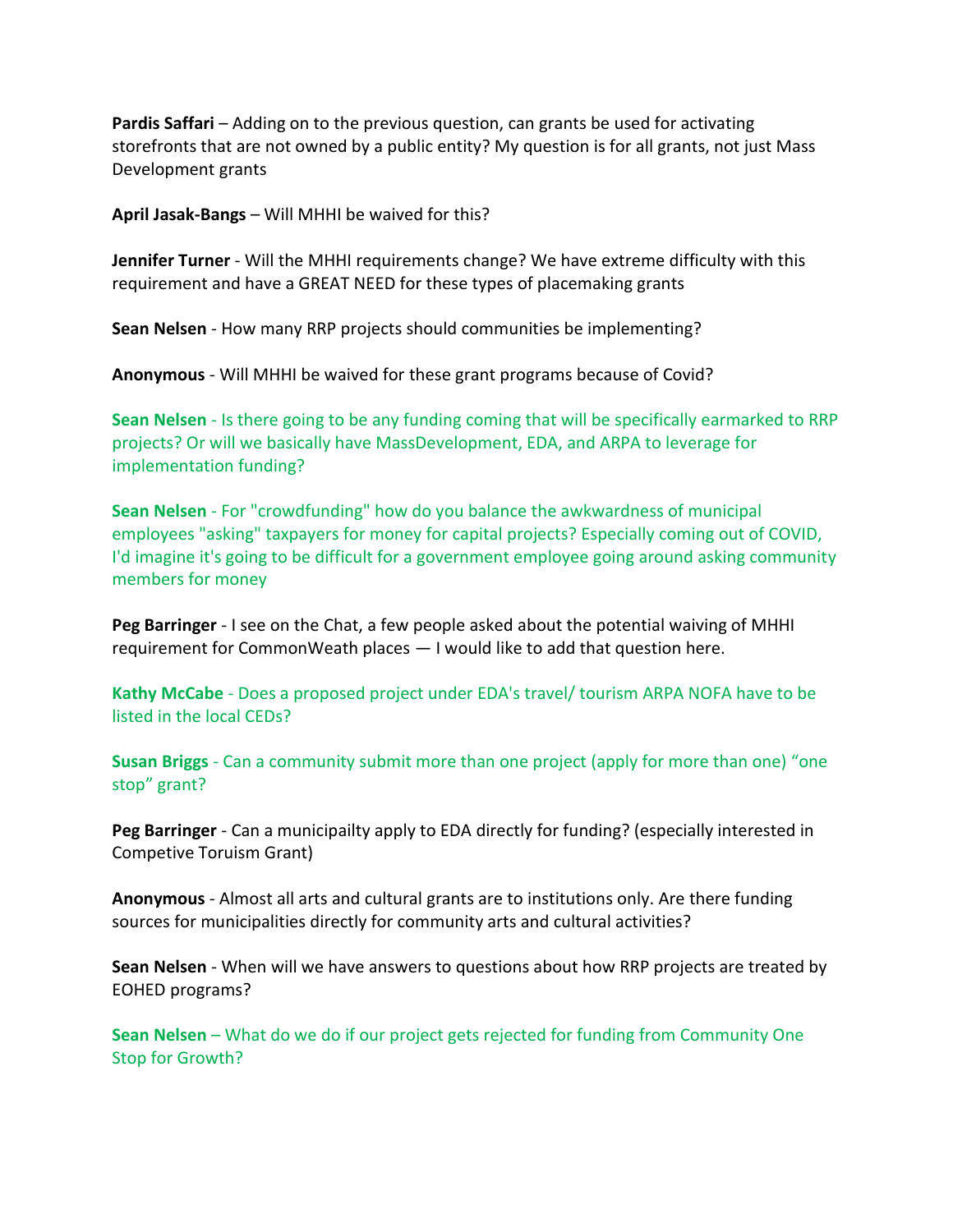**Pardis Saffari** – Adding on to the previous question, can grants be used for activating storefronts that are not owned by a public entity? My question is for all grants, not just Mass Development grants

**April Jasak-Bangs** – Will MHHI be waived for this?

**Jennifer Turner** - Will the MHHI requirements change? We have extreme difficulty with this requirement and have a GREAT NEED for these types of placemaking grants

**Sean Nelsen** - How many RRP projects should communities be implementing?

**Anonymous** - Will MHHI be waived for these grant programs because of Covid?

**Sean Nelsen** - Is there going to be any funding coming that will be specifically earmarked to RRP projects? Or will we basically have MassDevelopment, EDA, and ARPA to leverage for implementation funding?

**Sean Nelsen** - For "crowdfunding" how do you balance the awkwardness of municipal employees "asking" taxpayers for money for capital projects? Especially coming out of COVID, I'd imagine it's going to be difficult for a government employee going around asking community members for money

**Peg Barringer** - I see on the Chat, a few people asked about the potential waiving of MHHI requirement for CommonWeath places — I would like to add that question here.

**Kathy McCabe** - Does a proposed project under EDA's travel/ tourism ARPA NOFA have to be listed in the local CEDs?

**Susan Briggs** - Can a community submit more than one project (apply for more than one) "one stop" grant?

**Peg Barringer** - Can a municipailty apply to EDA directly for funding? (especially interested in Competive Toruism Grant)

**Anonymous** - Almost all arts and cultural grants are to institutions only. Are there funding sources for municipalities directly for community arts and cultural activities?

**Sean Nelsen** - When will we have answers to questions about how RRP projects are treated by EOHED programs?

**Sean Nelsen** – What do we do if our project gets rejected for funding from Community One Stop for Growth?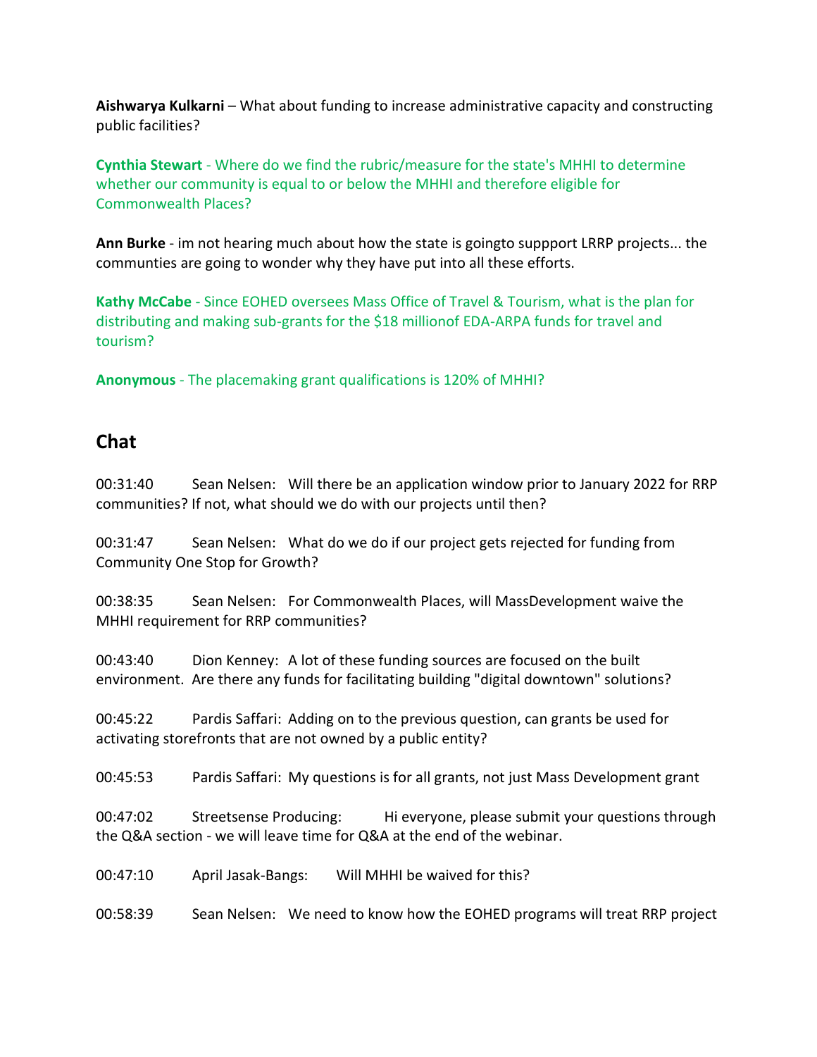**Aishwarya Kulkarni** – What about funding to increase administrative capacity and constructing public facilities?

**Cynthia Stewart** - Where do we find the rubric/measure for the state's MHHI to determine whether our community is equal to or below the MHHI and therefore eligible for Commonwealth Places?

**Ann Burke** - im not hearing much about how the state is goingto suppport LRRP projects... the communties are going to wonder why they have put into all these efforts.

**Kathy McCabe** - Since EOHED oversees Mass Office of Travel & Tourism, what is the plan for distributing and making sub-grants for the $18 millionof EDA-ARPA funds for travel and tourism?

**Anonymous** - The placemaking grant qualifications is 120% of MHHI?

## Chat

00:31:40 Sean Nelsen: Will there be an application window prior to January 2022 for RRP communities? If not, what should we do with our projects until then?

00:31:47 Sean Nelsen: What do we do if our project gets rejected for funding from Community One Stop for Growth?

00:38:35 Sean Nelsen: For Commonwealth Places, will MassDevelopment waive the MHHI requirement for RRP communities?

00:43:40 Dion Kenney: A lot of these funding sources are focused on the built environment. Are there any funds for facilitating building "digital downtown" solutions?

00:45:22 Pardis Saffari: Adding on to the previous question, can grants be used for activating storefronts that are not owned by a public entity?

00:45:53 Pardis Saffari: My questions is for all grants, not just Mass Development grant

00:47:02 Streetsense Producing: Hi everyone, please submit your questions through the Q&A section - we will leave time for Q&A at the end of the webinar.

00:47:10 April Jasak-Bangs: Will MHHI be waived for this?

00:58:39 Sean Nelsen: We need to know how the EOHED programs will treat RRP project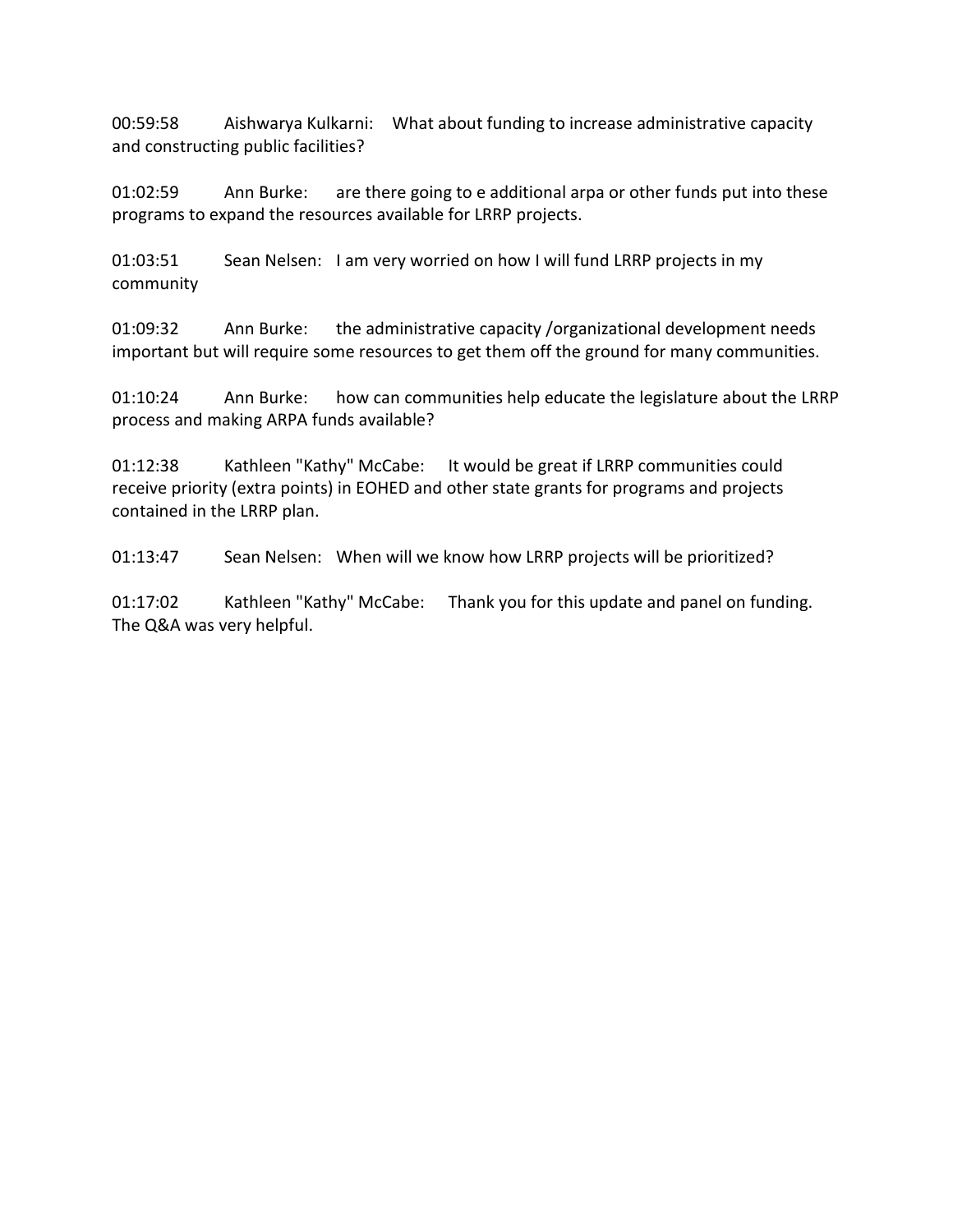00:59:58 Aishwarya Kulkarni: What about funding to increase administrative capacity and constructing public facilities?

01:02:59 Ann Burke: are there going to e additional arpa or other funds put into these programs to expand the resources available for LRRP projects.

01:03:51 Sean Nelsen: I am very worried on how I will fund LRRP projects in my community

01:09:32 Ann Burke: the administrative capacity /organizational development needs important but will require some resources to get them off the ground for many communities.

01:10:24 Ann Burke: how can communities help educate the legislature about the LRRP process and making ARPA funds available?

01:12:38 Kathleen "Kathy" McCabe: It would be great if LRRP communities could receive priority (extra points) in EOHED and other state grants for programs and projects contained in the LRRP plan.

01:13:47 Sean Nelsen: When will we know how LRRP projects will be prioritized?

01:17:02 Kathleen "Kathy" McCabe: Thank you for this update and panel on funding. The Q&A was very helpful.